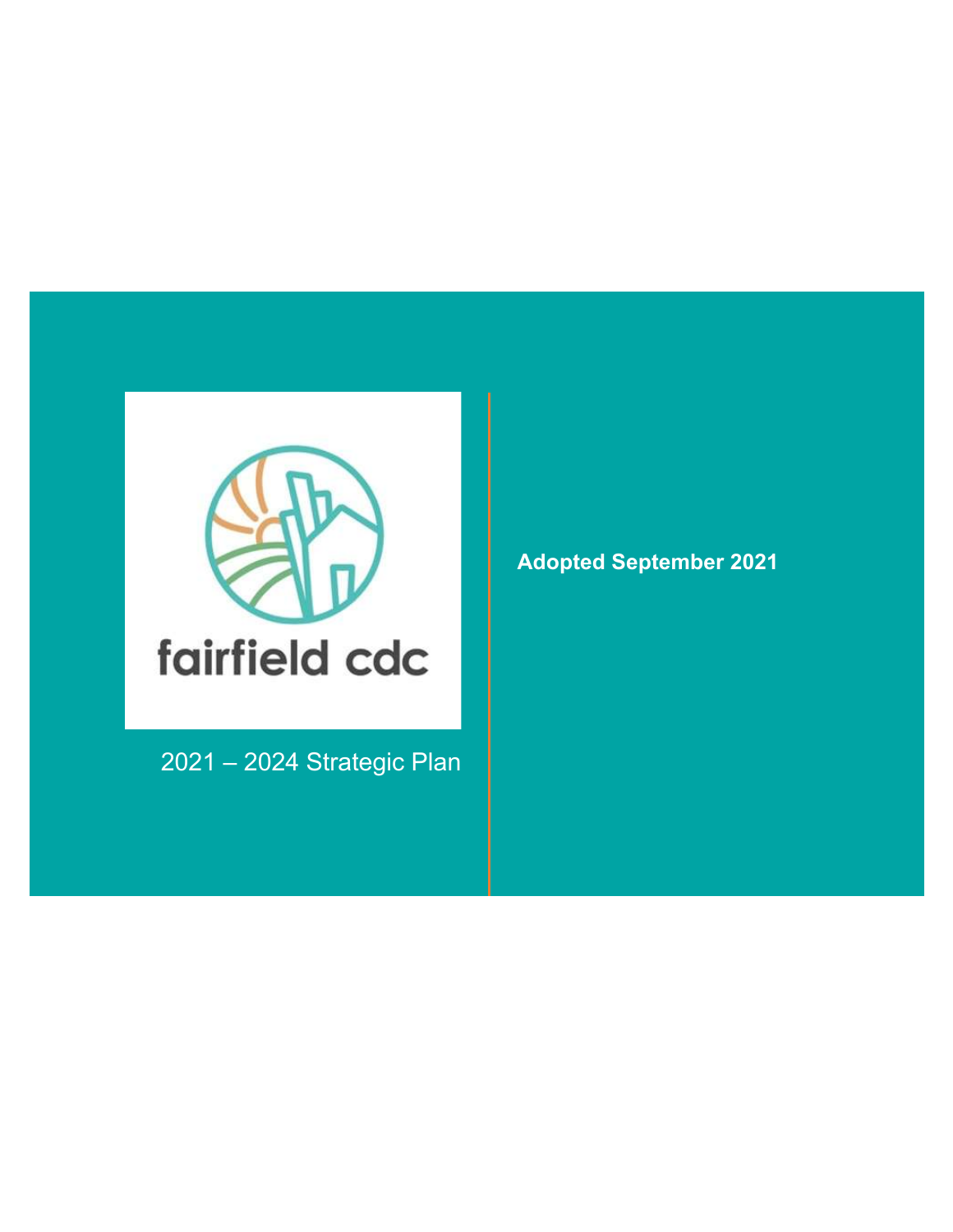fairfield cdc

# 2021 – 2024 Strategic Plan

**Adopted September 2021**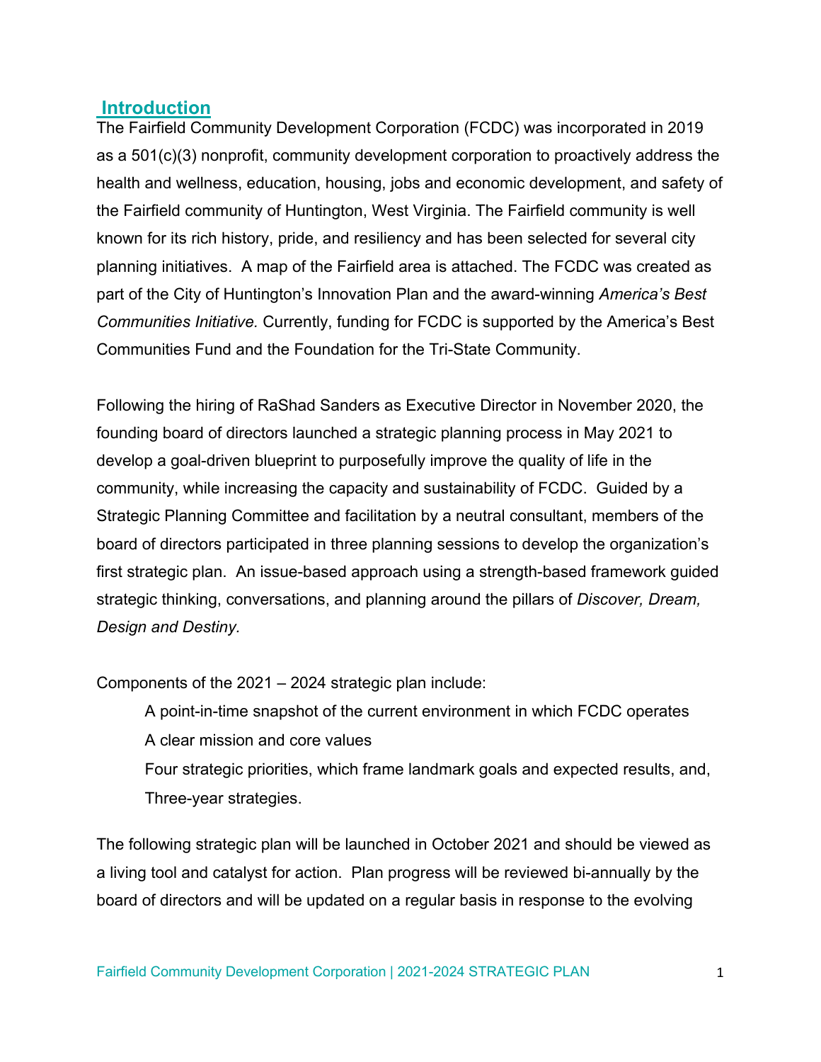## Introduction

The Fairfield Community Development Corporation (FCDC) was incorporated in 2019 as a 501(c)(3) nonprofit, community development corporation to proactively address the health and wellness, education, housing, jobs and economic development, and safety of the Fairfield community of Huntington, West Virginia. The Fairfield community is well known for its rich history, pride, and resiliency and has been selected for several city planning initiatives. A map of the Fairfield area is attached. The FCDC was created as part of the City of Huntington's Innovation Plan and the award-winning *America's Best Communities Initiative.* Currently, funding for FCDC is supported by the America's Best Communities Fund and the Foundation for the Tri-State Community.

Following the hiring of RaShad Sanders as Executive Director in November 2020, the founding board of directors launched a strategic planning process in May 2021 to develop a goal-driven blueprint to purposefully improve the quality of life in the community, while increasing the capacity and sustainability of FCDC. Guided by a Strategic Planning Committee and facilitation by a neutral consultant, members of the board of directors participated in three planning sessions to develop the organization's first strategic plan. An issue-based approach using a strength-based framework guided strategic thinking, conversations, and planning around the pillars of *Discover, Dream, Design and Destiny.*

Components of the 2021 – 2024 strategic plan include:

- A point-in-time snapshot of the current environment in which FCDC operates
- A clear mission and core values
- Four strategic priorities, which frame landmark goals and expected results, and,
- Three-year strategies.

The following strategic plan will be launched in October 2021 and should be viewed as a living tool and catalyst for action. Plan progress will be reviewed bi-annually by the board of directors and will be updated on a regular basis in response to the evolving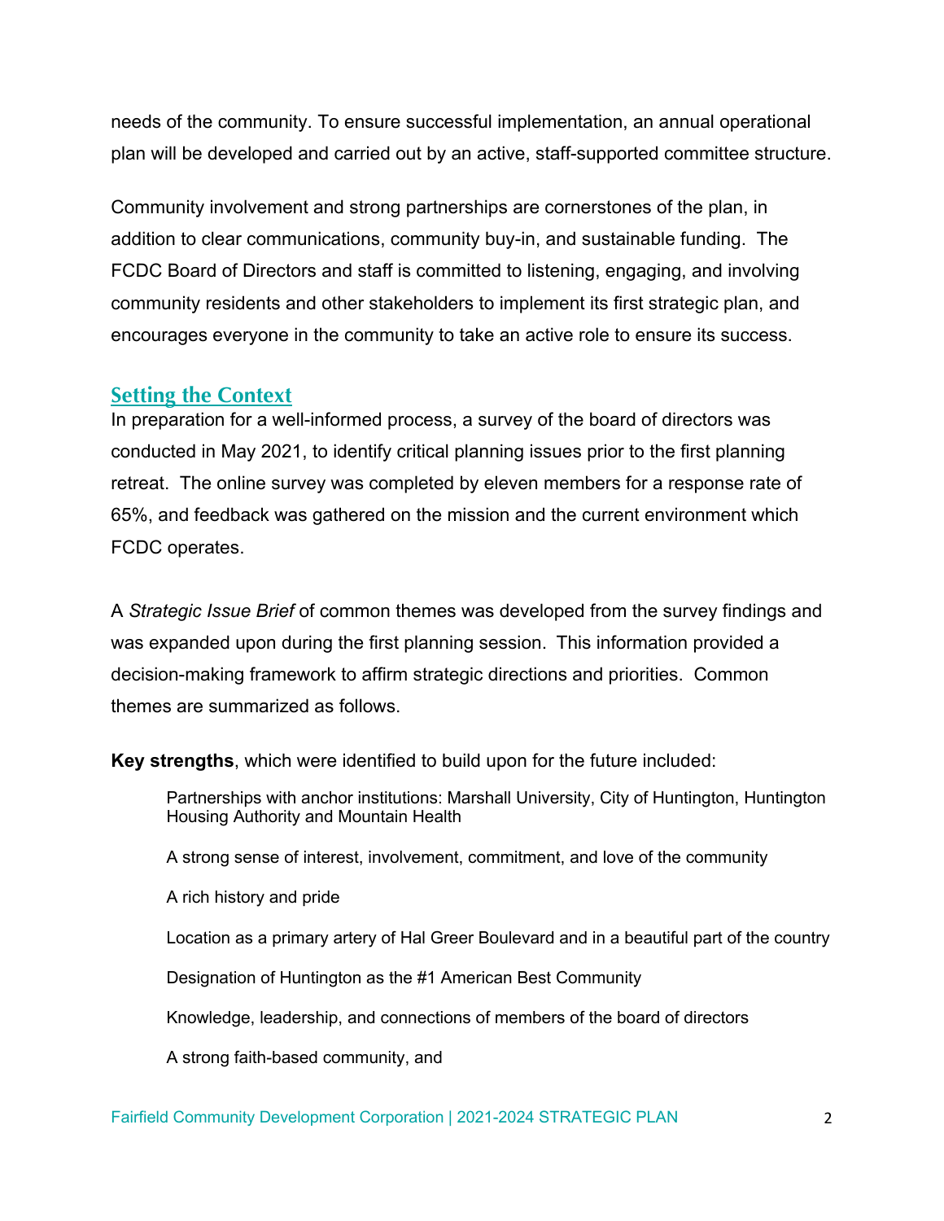needs of the community. To ensure successful implementation, an annual operational plan will be developed and carried out by an active, staff-supported committee structure.

Community involvement and strong partnerships are cornerstones of the plan, in addition to clear communications, community buy-in, and sustainable funding. The FCDC Board of Directors and staff is committed to listening, engaging, and involving community residents and other stakeholders to implement its first strategic plan, and encourages everyone in the community to take an active role to ensure its success.

## Setting the Context

In preparation for a well-informed process, a survey of the board of directors was conducted in May 2021, to identify critical planning issues prior to the first planning retreat. The online survey was completed by eleven members for a response rate of 65%, and feedback was gathered on the mission and the current environment which FCDC operates.

A *Strategic Issue Brief* of common themes was developed from the survey findings and was expanded upon during the first planning session. This information provided a decision-making framework to affirm strategic directions and priorities. Common themes are summarized as follows.

**Key strengths**, which were identified to build upon for the future included:

- Partnerships with anchor institutions: Marshall University, City of Huntington, Huntington Housing Authority and Mountain Health
- A strong sense of interest, involvement, commitment, and love of the community
- A rich history and pride
- Location as a primary artery of Hal Greer Boulevard and in a beautiful part of the country
- Designation of Huntington as the #1 American Best Community
- Knowledge, leadership, and connections of members of the board of directors
- A strong faith-based community, and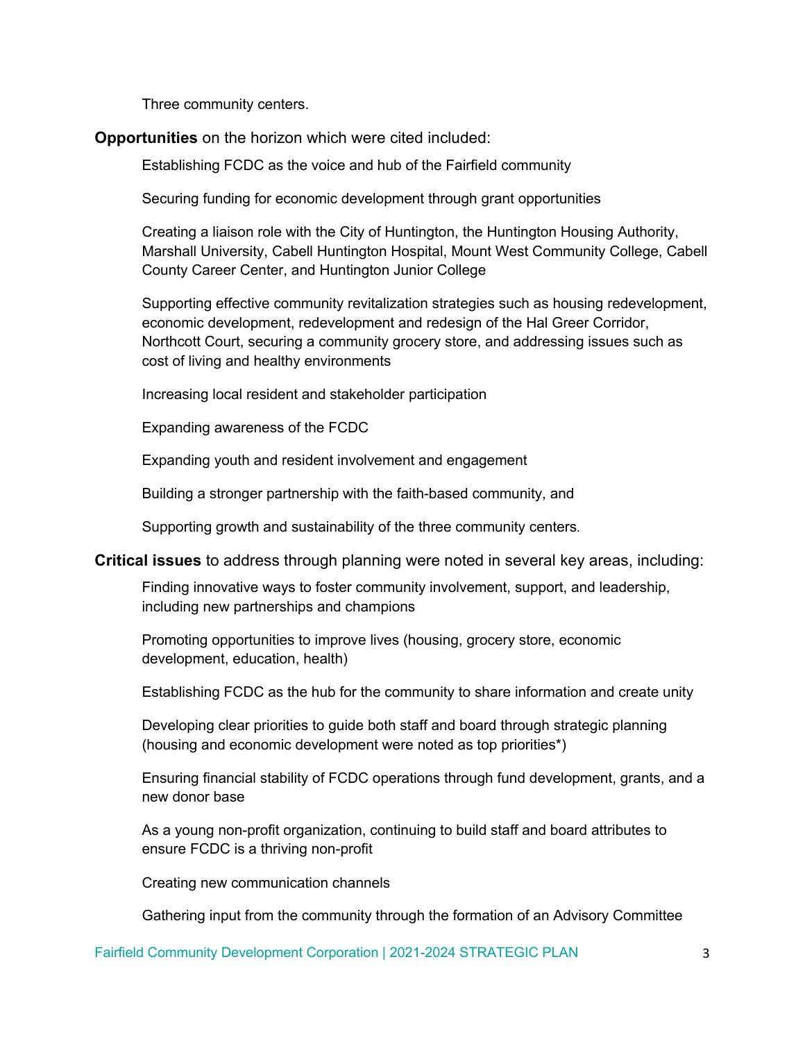Three community centers.

**Opportunities** on the horizon which were cited included:

- Establishing FCDC as the voice and hub of the Fairfield community
- Securing funding for economic development through grant opportunities
- Creating a liaison role with the City of Huntington, the Huntington Housing Authority, Marshall University, Cabell Huntington Hospital, Mount West Community College, Cabell County Career Center, and Huntington Junior College
- Supporting effective community revitalization strategies such as housing redevelopment, economic development, redevelopment and redesign of the Hal Greer Corridor, Northcott Court, securing a community grocery store, and addressing issues such as cost of living and healthy environments
- Increasing local resident and stakeholder participation
- Expanding awareness of the FCDC
- Expanding youth and resident involvement and engagement
- Building a stronger partnership with the faith-based community, and
- Supporting growth and sustainability of the three community centers.

**Critical issues** to address through planning were noted in several key areas, including:

- Finding innovative ways to foster community involvement, support, and leadership, including new partnerships and champions
- Promoting opportunities to improve lives (housing, grocery store, economic development, education, health)
- Establishing FCDC as the hub for the community to share information and create unity
- Developing clear priorities to guide both staff and board through strategic planning (housing and economic development were noted as top priorities*)
- Ensuring financial stability of FCDC operations through fund development, grants, and a new donor base
- As a young non-profit organization, continuing to build staff and board attributes to ensure FCDC is a thriving non-profit
- Creating new communication channels
- Gathering input from the community through the formation of an Advisory Committee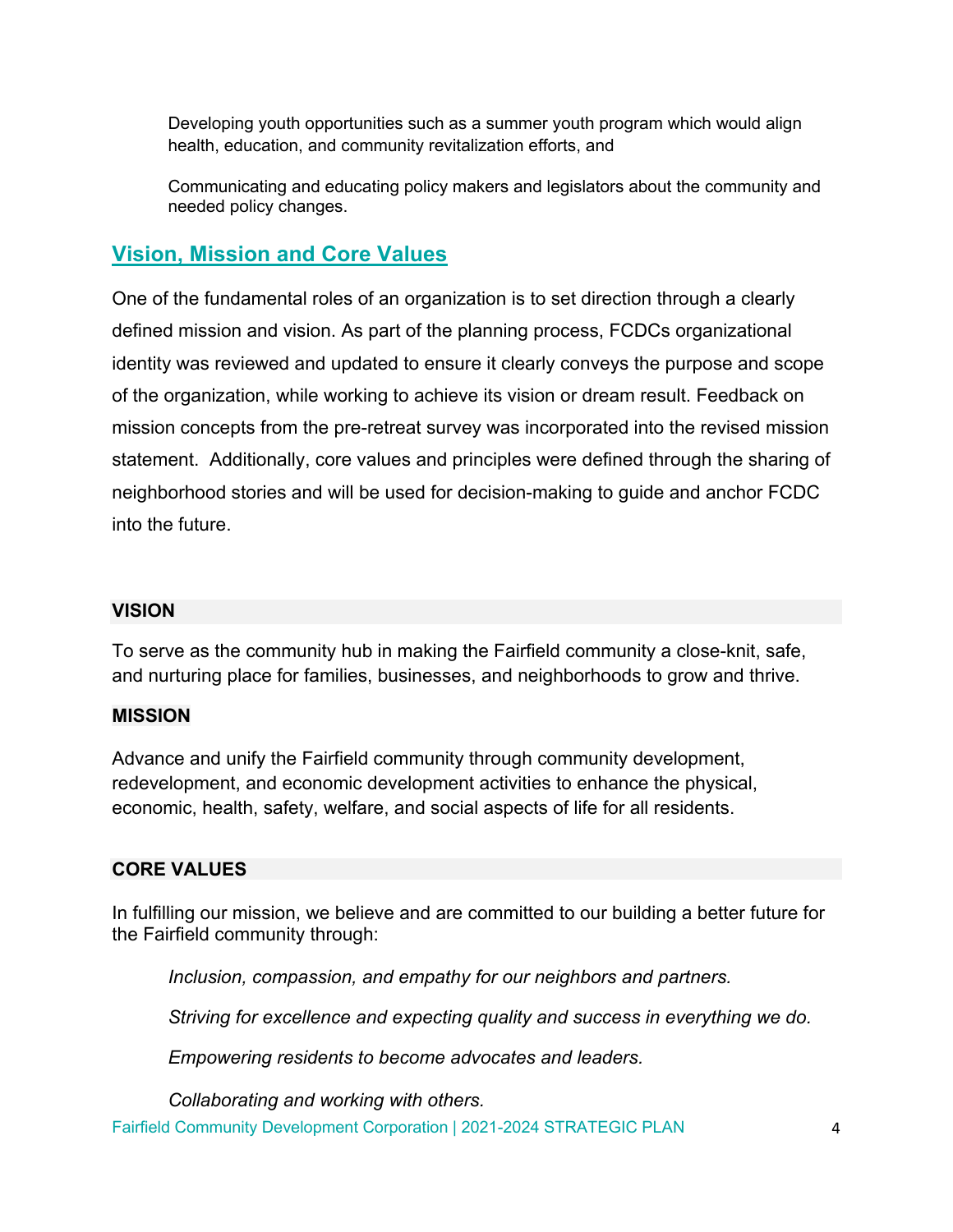Developing youth opportunities such as a summer youth program which would align health, education, and community revitalization efforts, and

Communicating and educating policy makers and legislators about the community and needed policy changes.

## Vision, Mission and Core Values

One of the fundamental roles of an organization is to set direction through a clearly defined mission and vision. As part of the planning process, FCDCs organizational identity was reviewed and updated to ensure it clearly conveys the purpose and scope of the organization, while working to achieve its vision or dream result. Feedback on mission concepts from the pre-retreat survey was incorporated into the revised mission statement. Additionally, core values and principles were defined through the sharing of neighborhood stories and will be used for decision-making to guide and anchor FCDC into the future.

### VISION

To serve as the community hub in making the Fairfield community a close-knit, safe, and nurturing place for families, businesses, and neighborhoods to grow and thrive.

### MISSION

Advance and unify the Fairfield community through community development, redevelopment, and economic development activities to enhance the physical, economic, health, safety, welfare, and social aspects of life for all residents.

### CORE VALUES

In fulfilling our mission, we believe and are committed to our building a better future for the Fairfield community through:

*Inclusion, compassion, and empathy for our neighbors and partners.*

*Striving for excellence and expecting quality and success in everything we do.*

*Empowering residents to become advocates and leaders.*

*Collaborating and working with others.*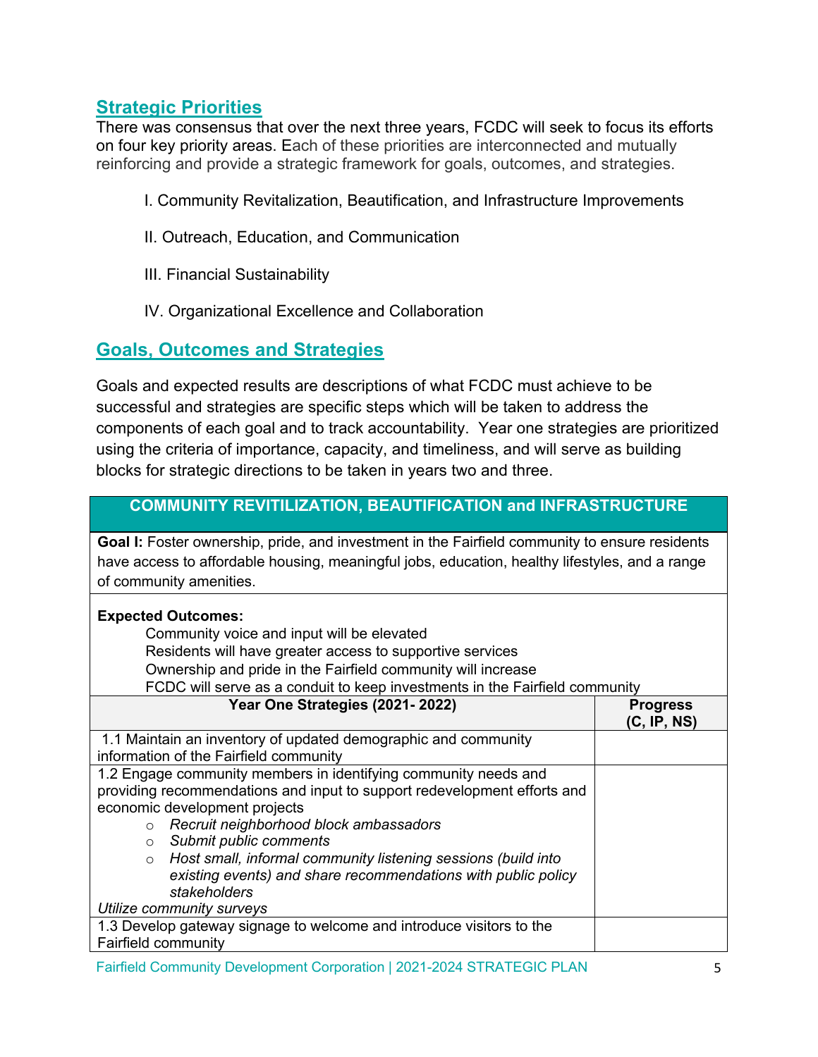## Strategic Priorities

There was consensus that over the next three years, FCDC will seek to focus its efforts on four key priority areas. Each of these priorities are interconnected and mutually reinforcing and provide a strategic framework for goals, outcomes, and strategies.

I. Community Revitalization, Beautification, and Infrastructure Improvements

II. Outreach, Education, and Communication

III. Financial Sustainability

IV. Organizational Excellence and Collaboration

## Goals, Outcomes and Strategies

Goals and expected results are descriptions of what FCDC must achieve to be successful and strategies are specific steps which will be taken to address the components of each goal and to track accountability. Year one strategies are prioritized using the criteria of importance, capacity, and timeliness, and will serve as building blocks for strategic directions to be taken in years two and three.

**COMMUNITY REVITILIZATION, BEAUTIFICATION and INFRASTRUCTURE**

**Goal I:** Foster ownership, pride, and investment in the Fairfield community to ensure residents have access to affordable housing, meaningful jobs, education, healthy lifestyles, and a range of community amenities.

**Expected Outcomes:**

- Community voice and input will be elevated
- Residents will have greater access to supportive services
- Ownership and pride in the Fairfield community will increase
- FCDC will serve as a conduit to keep investments in the Fairfield community

| Year One Strategies (2021- 2022) | Progress (C, IP, NS) |
|---|---|
| 1.1 Maintain an inventory of updated demographic and community information of the Fairfield community | |
| 1.2 Engage community members in identifying community needs and providing recommendations and input to support redevelopment efforts and economic development projects<br>○ *Recruit neighborhood block ambassadors*<br>○ *Submit public comments*<br>○ *Host small, informal community listening sessions (build into existing events) and share recommendations with public policy stakeholders*<br>*Utilize community surveys* | |
| 1.3 Develop gateway signage to welcome and introduce visitors to the Fairfield community | |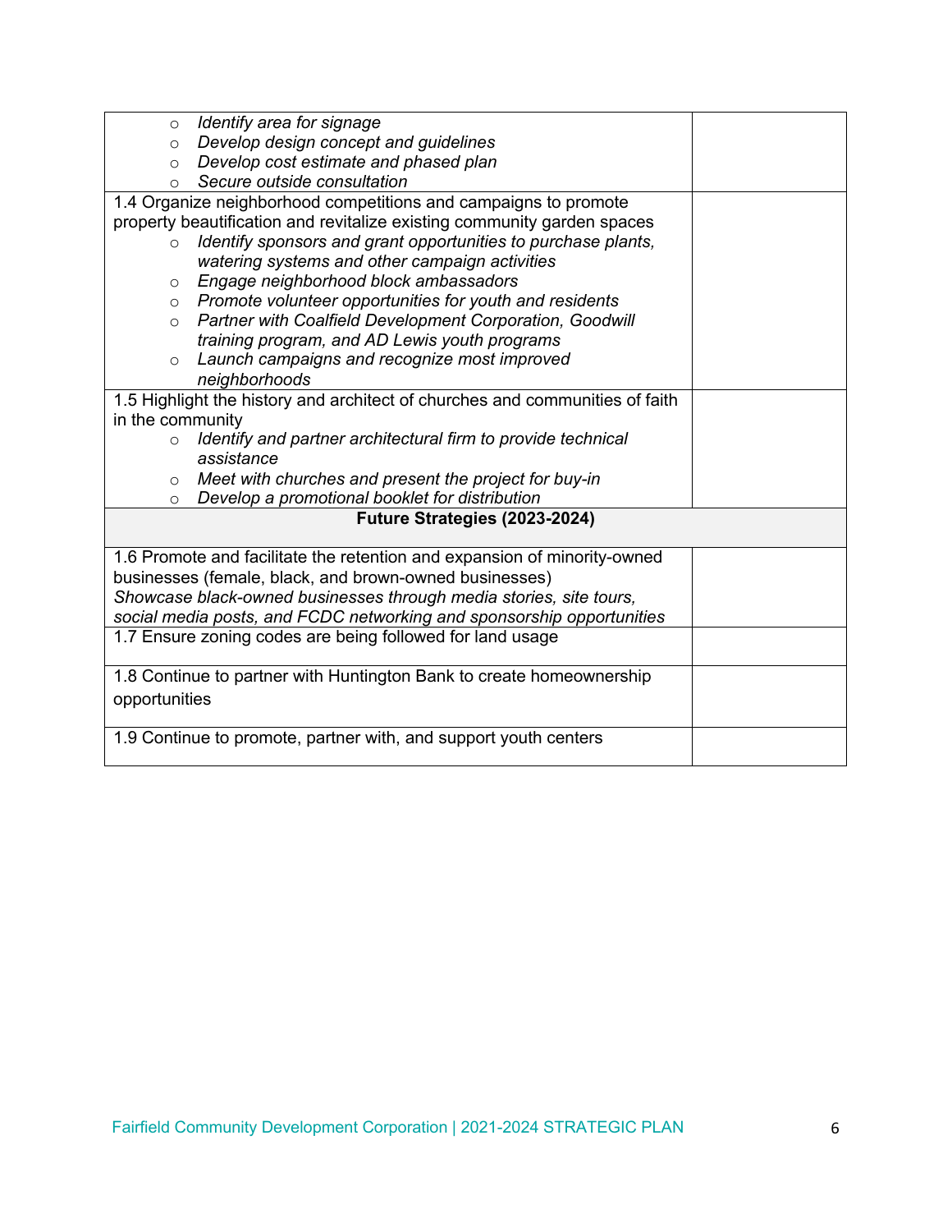| | |
|---|---|
| ○ *Identify area for signage*<br>○ *Develop design concept and guidelines*<br>○ *Develop cost estimate and phased plan*<br>○ *Secure outside consultation* | |
| 1.4 Organize neighborhood competitions and campaigns to promote property beautification and revitalize existing community garden spaces<br>○ *Identify sponsors and grant opportunities to purchase plants, watering systems and other campaign activities*<br>○ *Engage neighborhood block ambassadors*<br>○ *Promote volunteer opportunities for youth and residents*<br>○ *Partner with Coalfield Development Corporation, Goodwill training program, and AD Lewis youth programs*<br>○ *Launch campaigns and recognize most improved neighborhoods* | |
| 1.5 Highlight the history and architect of churches and communities of faith in the community<br>○ *Identify and partner architectural firm to provide technical assistance*<br>○ *Meet with churches and present the project for buy-in*<br>○ *Develop a promotional booklet for distribution* | |
| **Future Strategies (2023-2024)** | |
| 1.6 Promote and facilitate the retention and expansion of minority-owned businesses (female, black, and brown-owned businesses)<br>*Showcase black-owned businesses through media stories, site tours, social media posts, and FCDC networking and sponsorship opportunities* | |
| 1.7 Ensure zoning codes are being followed for land usage | |
| 1.8 Continue to partner with Huntington Bank to create homeownership opportunities | |
| 1.9 Continue to promote, partner with, and support youth centers | |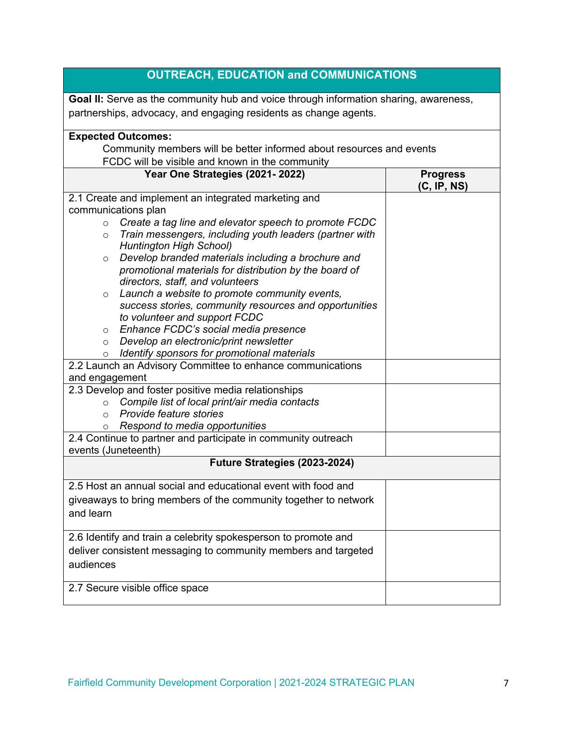| OUTREACH, EDUCATION and COMMUNICATIONS | |
|---|---|
| **Goal II:** Serve as the community hub and voice through information sharing, awareness, partnerships, advocacy, and engaging residents as change agents. | |
| **Expected Outcomes:**<br>Community members will be better informed about resources and events<br>FCDC will be visible and known in the community | |
| **Year One Strategies (2021- 2022)** | **Progress (C, IP, NS)** |
| 2.1 Create and implement an integrated marketing and communications plan<br>○ *Create a tag line and elevator speech to promote FCDC*<br>○ *Train messengers, including youth leaders (partner with Huntington High School)*<br>○ *Develop branded materials including a brochure and promotional materials for distribution by the board of directors, staff, and volunteers*<br>○ *Launch a website to promote community events, success stories, community resources and opportunities to volunteer and support FCDC*<br>○ *Enhance FCDC's social media presence*<br>○ *Develop an electronic/print newsletter*<br>○ *Identify sponsors for promotional materials* | |
| 2.2 Launch an Advisory Committee to enhance communications and engagement | |
| 2.3 Develop and foster positive media relationships<br>○ *Compile list of local print/air media contacts*<br>○ *Provide feature stories*<br>○ *Respond to media opportunities* | |
| 2.4 Continue to partner and participate in community outreach events (Juneteenth) | |
| **Future Strategies (2023-2024)** | |
| 2.5 Host an annual social and educational event with food and giveaways to bring members of the community together to network and learn | |
| 2.6 Identify and train a celebrity spokesperson to promote and deliver consistent messaging to community members and targeted audiences | |
| 2.7 Secure visible office space | |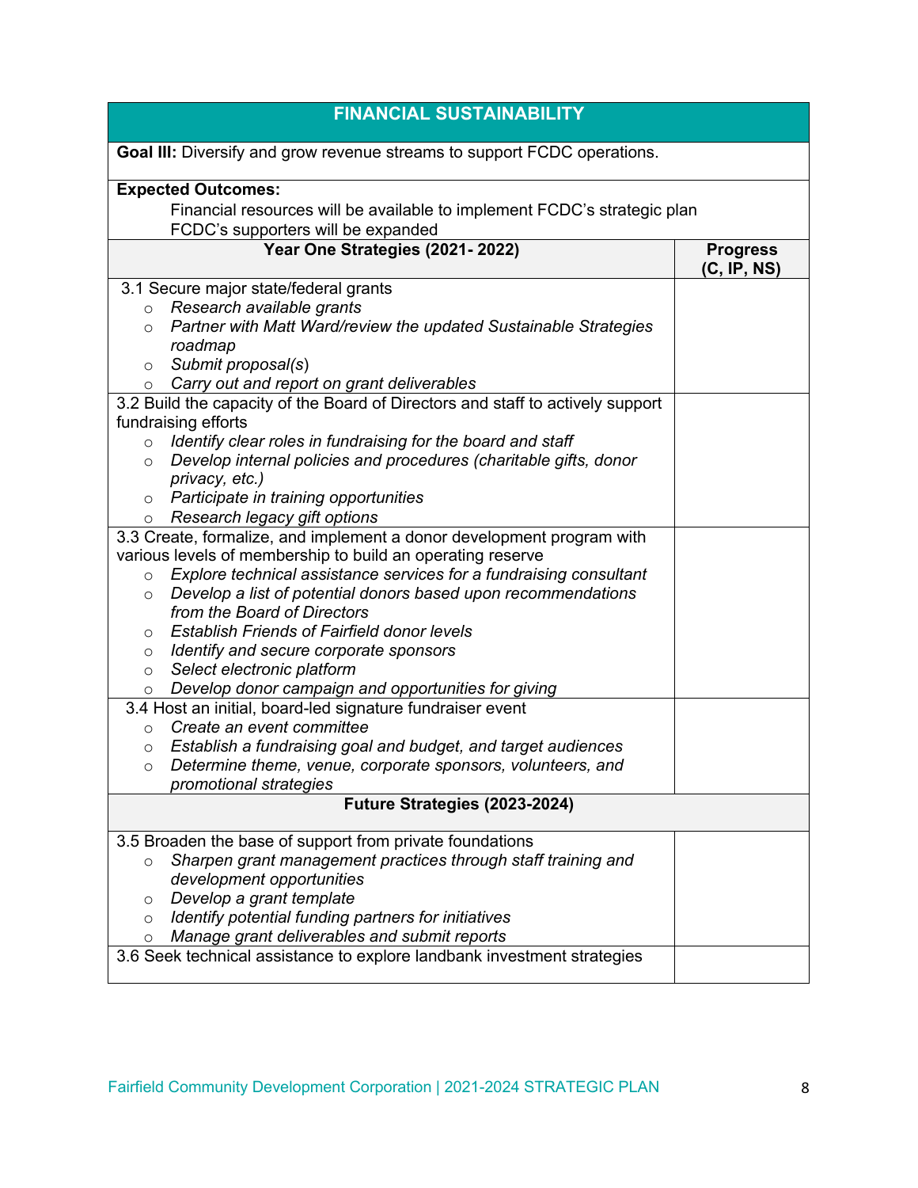| FINANCIAL SUSTAINABILITY | |
|---|---|
| **Goal III:** Diversify and grow revenue streams to support FCDC operations. | |
| **Expected Outcomes:**<br>Financial resources will be available to implement FCDC's strategic plan<br>FCDC's supporters will be expanded | |
| **Year One Strategies (2021- 2022)** | **Progress (C, IP, NS)** |
| 3.1 Secure major state/federal grants<br>○ *Research available grants*<br>○ *Partner with Matt Ward/review the updated Sustainable Strategies roadmap*<br>○ *Submit proposal(s)*<br>○ *Carry out and report on grant deliverables* | |
| 3.2 Build the capacity of the Board of Directors and staff to actively support fundraising efforts<br>○ *Identify clear roles in fundraising for the board and staff*<br>○ *Develop internal policies and procedures (charitable gifts, donor privacy, etc.)*<br>○ *Participate in training opportunities*<br>○ *Research legacy gift options* | |
| 3.3 Create, formalize, and implement a donor development program with various levels of membership to build an operating reserve<br>○ *Explore technical assistance services for a fundraising consultant*<br>○ *Develop a list of potential donors based upon recommendations from the Board of Directors*<br>○ *Establish Friends of Fairfield donor levels*<br>○ *Identify and secure corporate sponsors*<br>○ *Select electronic platform*<br>○ *Develop donor campaign and opportunities for giving* | |
| 3.4 Host an initial, board-led signature fundraiser event<br>○ *Create an event committee*<br>○ *Establish a fundraising goal and budget, and target audiences*<br>○ *Determine theme, venue, corporate sponsors, volunteers, and promotional strategies* | |
| **Future Strategies (2023-2024)** | |
| 3.5 Broaden the base of support from private foundations<br>○ *Sharpen grant management practices through staff training and development opportunities*<br>○ *Develop a grant template*<br>○ *Identify potential funding partners for initiatives*<br>○ *Manage grant deliverables and submit reports* | |
| 3.6 Seek technical assistance to explore landbank investment strategies | |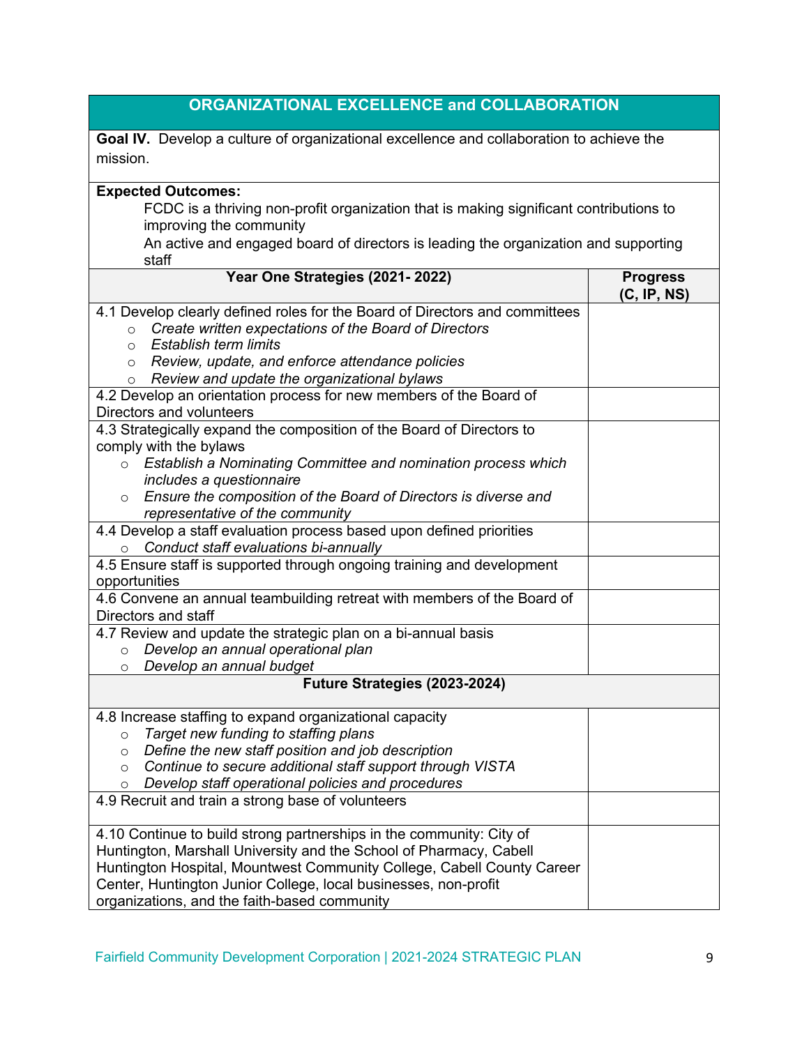## ORGANIZATIONAL EXCELLENCE and COLLABORATION

**Goal IV.** Develop a culture of organizational excellence and collaboration to achieve the mission.

**Expected Outcomes:**

FCDC is a thriving non-profit organization that is making significant contributions to improving the community

An active and engaged board of directors is leading the organization and supporting staff

| Year One Strategies (2021- 2022) | Progress (C, IP, NS) |
|---|---|
| 4.1 Develop clearly defined roles for the Board of Directors and committees<br>○ *Create written expectations of the Board of Directors*<br>○ *Establish term limits*<br>○ *Review, update, and enforce attendance policies*<br>○ *Review and update the organizational bylaws* | |
| 4.2 Develop an orientation process for new members of the Board of Directors and volunteers | |
| 4.3 Strategically expand the composition of the Board of Directors to comply with the bylaws<br>○ *Establish a Nominating Committee and nomination process which includes a questionnaire*<br>○ *Ensure the composition of the Board of Directors is diverse and representative of the community* | |
| 4.4 Develop a staff evaluation process based upon defined priorities<br>○ *Conduct staff evaluations bi-annually* | |
| 4.5 Ensure staff is supported through ongoing training and development opportunities | |
| 4.6 Convene an annual teambuilding retreat with members of the Board of Directors and staff | |
| 4.7 Review and update the strategic plan on a bi-annual basis<br>○ *Develop an annual operational plan*<br>○ *Develop an annual budget* | |
| **Future Strategies (2023-2024)** | |
| 4.8 Increase staffing to expand organizational capacity<br>○ *Target new funding to staffing plans*<br>○ *Define the new staff position and job description*<br>○ *Continue to secure additional staff support through VISTA*<br>○ *Develop staff operational policies and procedures* | |
| 4.9 Recruit and train a strong base of volunteers | |
| 4.10 Continue to build strong partnerships in the community: City of Huntington, Marshall University and the School of Pharmacy, Cabell Huntington Hospital, Mountwest Community College, Cabell County Career Center, Huntington Junior College, local businesses, non-profit organizations, and the faith-based community | |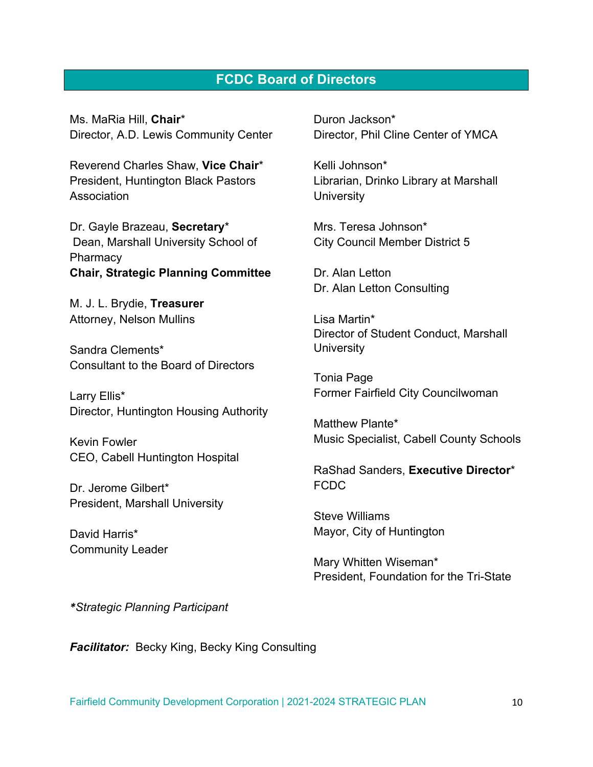## FCDC Board of Directors

Ms. MaRia Hill, **Chair***
Director, A.D. Lewis Community Center

Reverend Charles Shaw, **Vice Chair***
President, Huntington Black Pastors Association

Dr. Gayle Brazeau, **Secretary***
Dean, Marshall University School of Pharmacy
**Chair, Strategic Planning Committee**

M. J. L. Brydie, **Treasurer**
Attorney, Nelson Mullins

Sandra Clements*
Consultant to the Board of Directors

Larry Ellis*
Director, Huntington Housing Authority

Kevin Fowler
CEO, Cabell Huntington Hospital

Dr. Jerome Gilbert*
President, Marshall University

David Harris*
Community Leader

Duron Jackson*
Director, Phil Cline Center of YMCA

Kelli Johnson*
Librarian, Drinko Library at Marshall University

Mrs. Teresa Johnson*
City Council Member District 5

Dr. Alan Letton
Dr. Alan Letton Consulting

Lisa Martin*
Director of Student Conduct, Marshall University

Tonia Page
Former Fairfield City Councilwoman

Matthew Plante*
Music Specialist, Cabell County Schools

RaShad Sanders, **Executive Director***
FCDC

Steve Williams
Mayor, City of Huntington

Mary Whitten Wiseman*
President, Foundation for the Tri-State

****Strategic Planning Participant***

***Facilitator:*** Becky King, Becky King Consulting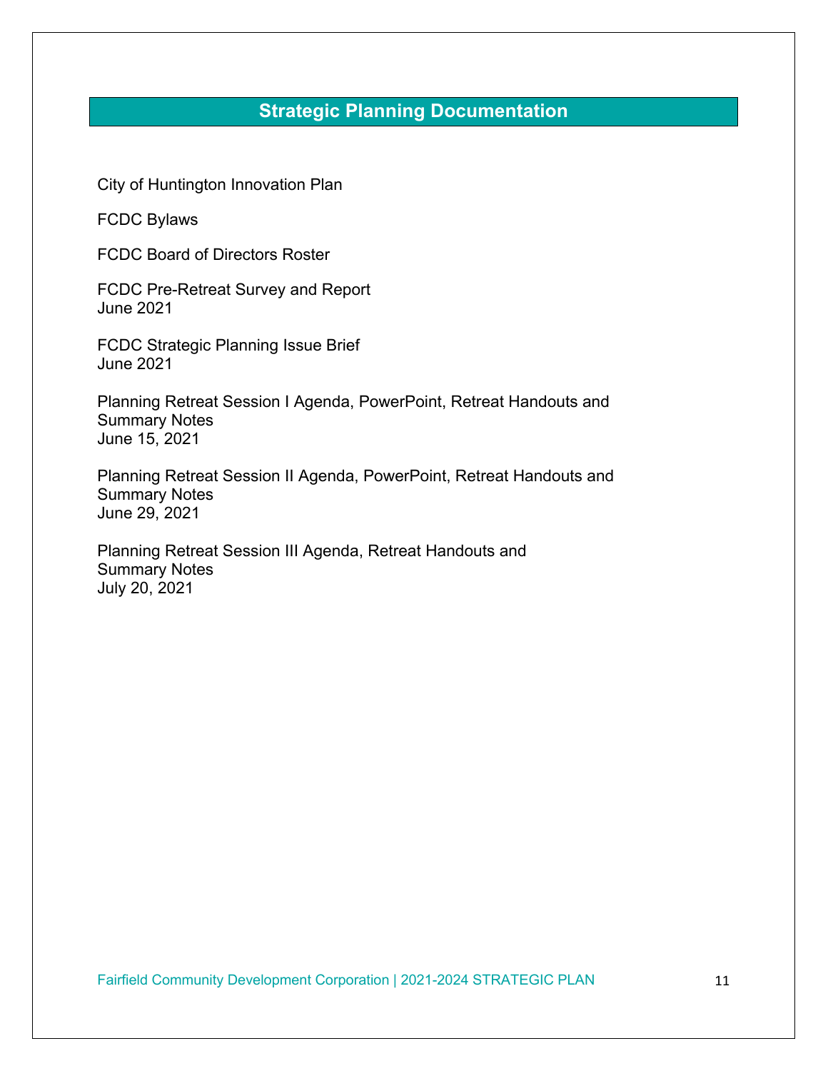## Strategic Planning Documentation

City of Huntington Innovation Plan

FCDC Bylaws

FCDC Board of Directors Roster

FCDC Pre-Retreat Survey and Report
June 2021

FCDC Strategic Planning Issue Brief
June 2021

Planning Retreat Session I Agenda, PowerPoint, Retreat Handouts and Summary Notes
June 15, 2021

Planning Retreat Session II Agenda, PowerPoint, Retreat Handouts and Summary Notes
June 29, 2021

Planning Retreat Session III Agenda, Retreat Handouts and Summary Notes
July 20, 2021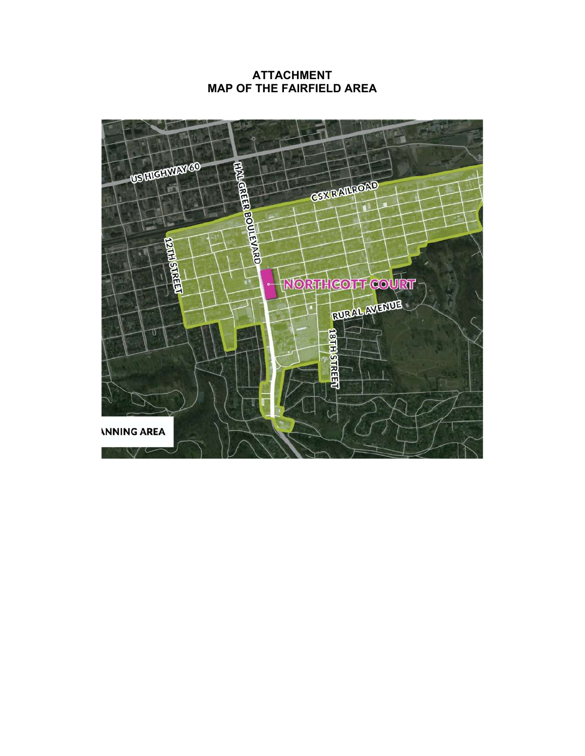**ATTACHMENT**
**MAP OF THE FAIRFIELD AREA**

US HIGHWAY 60

HAL GREER BOULEVARD

CSX RAILROAD

12TH STREET

NORTHCOTT COURT

RURAL AVENUE

18TH STREET

ANNING AREA